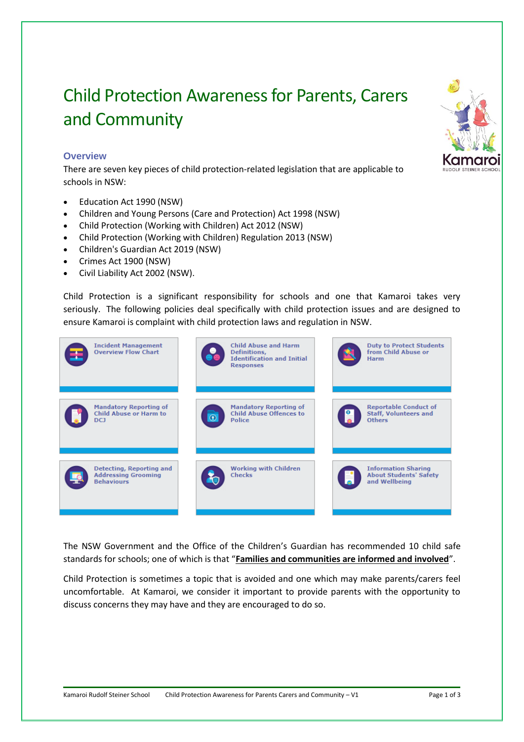# Child Protection Awareness for Parents, Carers and Community

## Overview

There are seven key pieces of child protection-related legislation that are applicable to schools in NSW:

- Education Act 1990 (NSW)
- Children and Young Persons (Care and Protection) Act 1998 (NSW)
- Child Protection (Working with Children) Act 2012 (NSW)
- Child Protection (Working with Children) Regulation 2013 (NSW)
- Children's Guardian Act 2019 (NSW)
- Crimes Act 1900 (NSW)
- Civil Liability Act 2002 (NSW).

Child Protection is a significant responsibility for schools and one that Kamaroi takes very seriously. The following policies deal specifically with child protection issues and are designed to ensure Kamaroi is complaint with child protection laws and regulation in NSW.

| | | |
|---|---|---|
| Incident Management Overview Flow Chart | Child Abuse and Harm Definitions, Identification and Initial Responses | Duty to Protect Students from Child Abuse or Harm |
| Mandatory Reporting of Child Abuse or Harm to DCJ | Mandatory Reporting of Child Abuse Offences to Police | Reportable Conduct of Staff, Volunteers and Others |
| Detecting, Reporting and Addressing Grooming Behaviours | Working with Children Checks | Information Sharing About Students' Safety and Wellbeing |

The NSW Government and the Office of the Children's Guardian has recommended 10 child safe standards for schools; one of which is that "**Families and communities are informed and involved**".

Child Protection is sometimes a topic that is avoided and one which may make parents/carers feel uncomfortable. At Kamaroi, we consider it important to provide parents with the opportunity to discuss concerns they may have and they are encouraged to do so.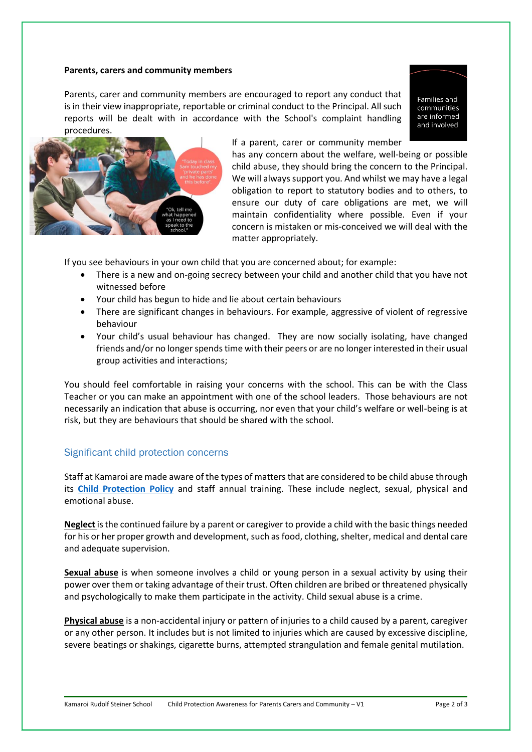**Parents, carers and community members**

Families and communities are informed and involved

Parents, carer and community members are encouraged to report any conduct that is in their view inappropriate, reportable or criminal conduct to the Principal. All such reports will be dealt with in accordance with the School's complaint handling procedures.

If a parent, carer or community member has any concern about the welfare, well-being or possible child abuse, they should bring the concern to the Principal. We will always support you. And whilst we may have a legal obligation to report to statutory bodies and to others, to ensure our duty of care obligations are met, we will maintain confidentiality where possible. Even if your concern is mistaken or mis-conceived we will deal with the matter appropriately.

If you see behaviours in your own child that you are concerned about; for example:

- There is a new and on-going secrecy between your child and another child that you have not witnessed before
- Your child has begun to hide and lie about certain behaviours
- There are significant changes in behaviours. For example, aggressive of violent of regressive behaviour
- Your child's usual behaviour has changed. They are now socially isolating, have changed friends and/or no longer spends time with their peers or are no longer interested in their usual group activities and interactions;

You should feel comfortable in raising your concerns with the school. This can be with the Class Teacher or you can make an appointment with one of the school leaders. Those behaviours are not necessarily an indication that abuse is occurring, nor even that your child's welfare or well-being is at risk, but they are behaviours that should be shared with the school.

## Significant child protection concerns

Staff at Kamaroi are made aware of the types of matters that are considered to be child abuse through its **Child Protection Policy** and staff annual training. These include neglect, sexual, physical and emotional abuse.

**Neglect** is the continued failure by a parent or caregiver to provide a child with the basic things needed for his or her proper growth and development, such as food, clothing, shelter, medical and dental care and adequate supervision.

**Sexual abuse** is when someone involves a child or young person in a sexual activity by using their power over them or taking advantage of their trust. Often children are bribed or threatened physically and psychologically to make them participate in the activity. Child sexual abuse is a crime.

**Physical abuse** is a non-accidental injury or pattern of injuries to a child caused by a parent, caregiver or any other person. It includes but is not limited to injuries which are caused by excessive discipline, severe beatings or shakings, cigarette burns, attempted strangulation and female genital mutilation.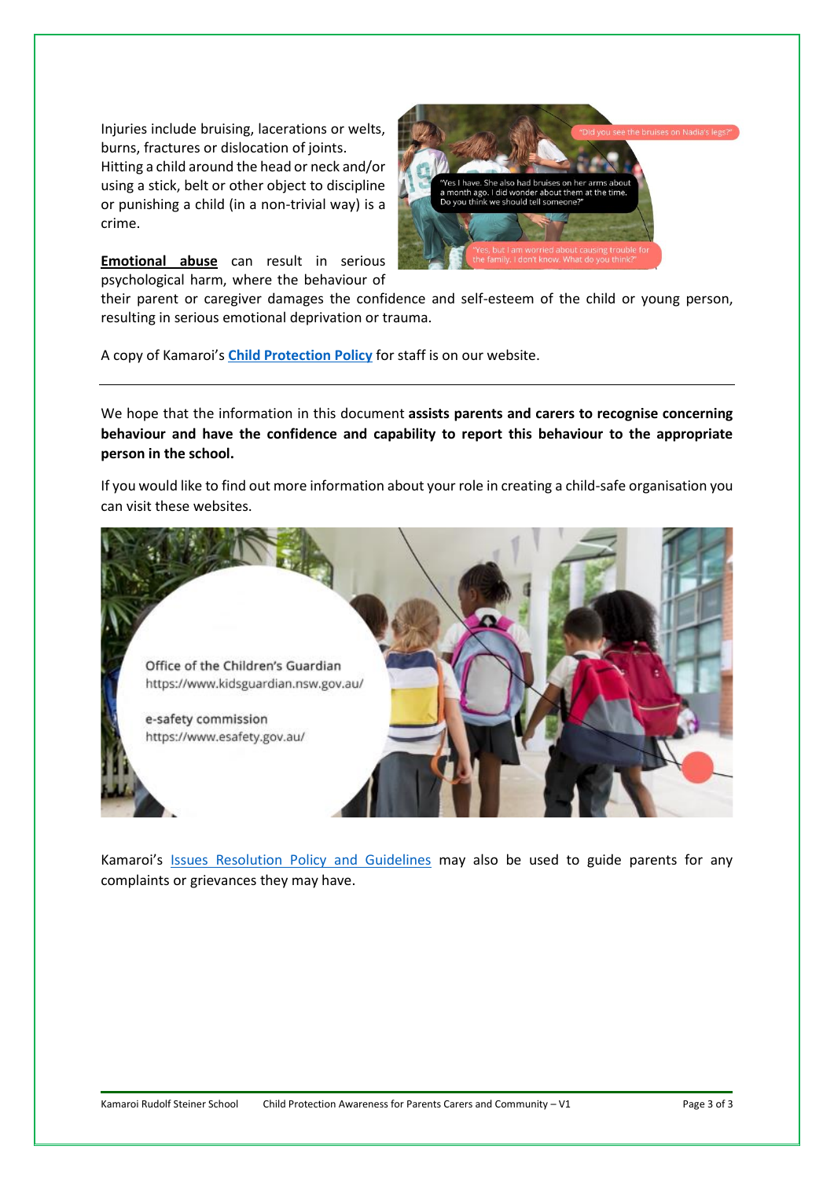Injuries include bruising, lacerations or welts, burns, fractures or dislocation of joints. Hitting a child around the head or neck and/or using a stick, belt or other object to discipline or punishing a child (in a non-trivial way) is a crime.

**Emotional abuse** can result in serious psychological harm, where the behaviour of their parent or caregiver damages the confidence and self-esteem of the child or young person, resulting in serious emotional deprivation or trauma.

A copy of Kamaroi's **Child Protection Policy** for staff is on our website.

---

We hope that the information in this document **assists parents and carers to recognise concerning behaviour and have the confidence and capability to report this behaviour to the appropriate person in the school.**

If you would like to find out more information about your role in creating a child-safe organisation you can visit these websites.

Office of the Children's Guardian
https://www.kidsguardian.nsw.gov.au/

e-safety commission
https://www.esafety.gov.au/

Kamaroi's Issues Resolution Policy and Guidelines may also be used to guide parents for any complaints or grievances they may have.